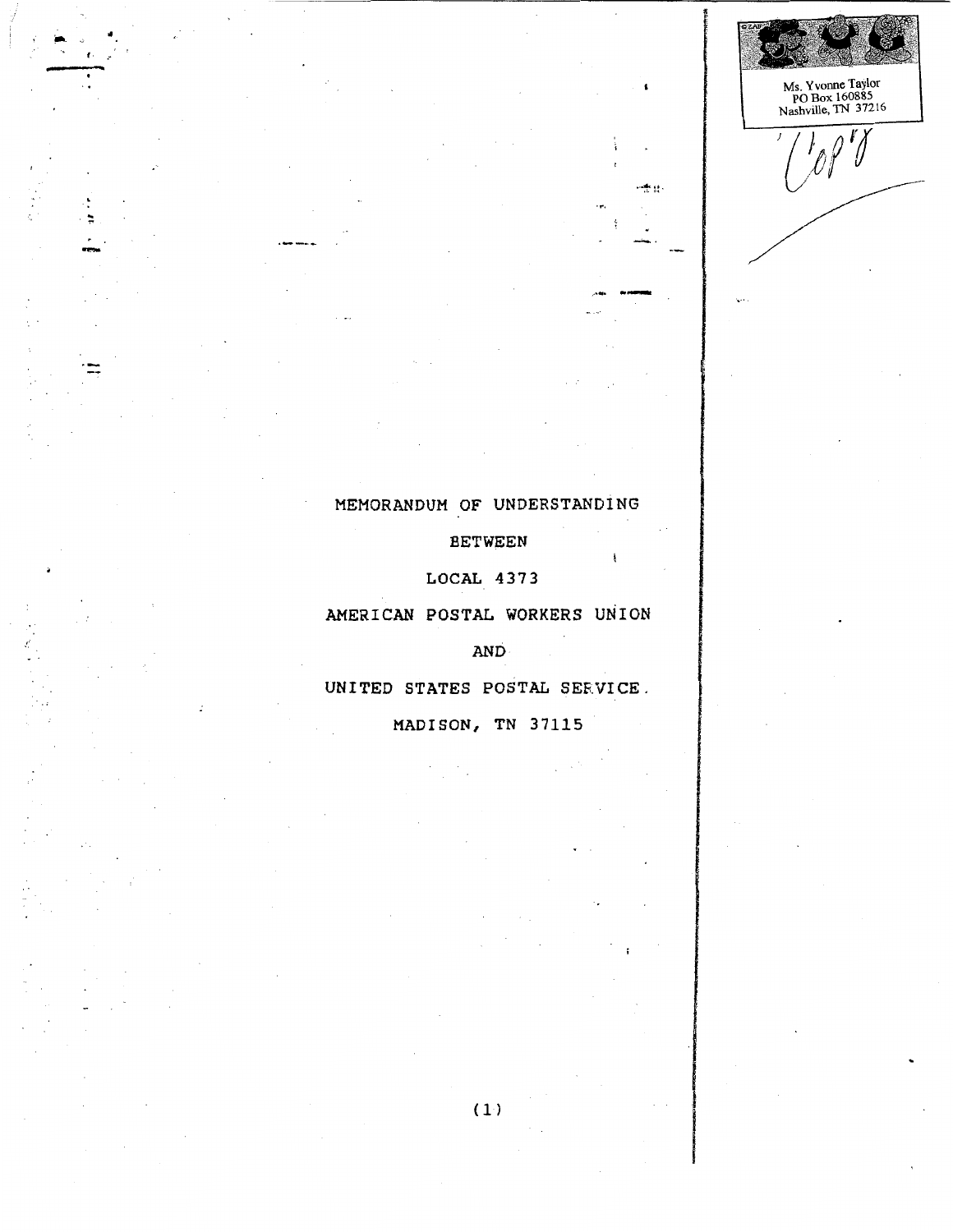Ms. Yvonne Taylor
PO Box 160885
Nashville, TN 37216

Copy

# MEMORANDUM OF UNDERSTANDING

BETWEEN

LOCAL 4373

AMERICAN POSTAL WORKERS UNION

AND

UNITED STATES POSTAL SERVICE.

MADISON, TN 37115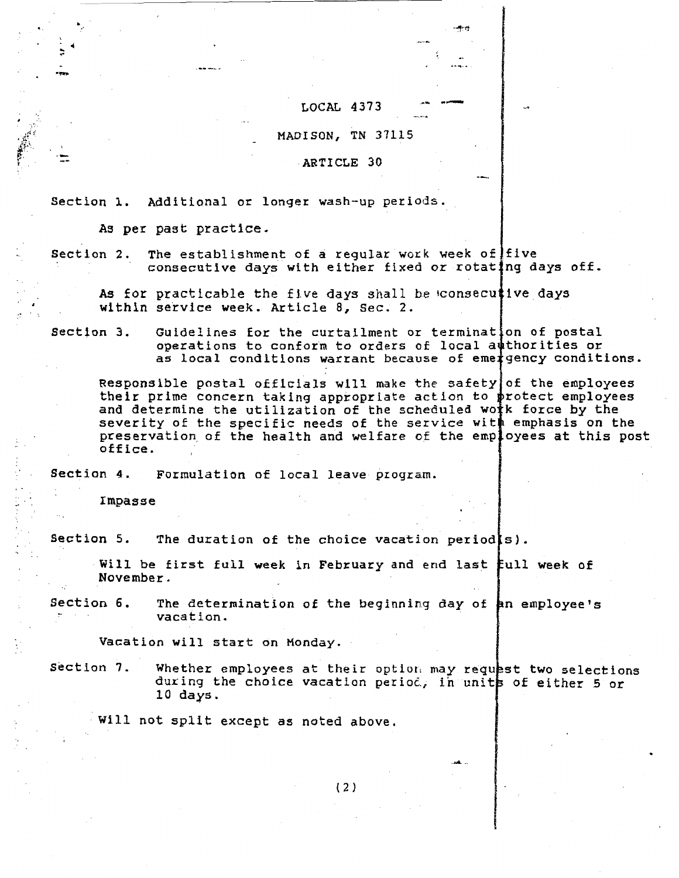LOCAL 4373

MADISON, TN 37115

ARTICLE 30

Section 1. Additional or longer wash-up periods.

As per past practice.

Section 2. The establishment of a regular work week of five consecutive days with either fixed or rotating days off.

As for practicable the five days shall be consecutive days within service week. Article 8, Sec. 2.

Section 3. Guidelines for the curtailment or termination of postal operations to conform to orders of local authorities or as local conditions warrant because of emergency conditions.

Responsible postal officials will make the safety of the employees their prime concern taking appropriate action to protect employees and determine the utilization of the scheduled work force by the severity of the specific needs of the service with emphasis on the preservation of the health and welfare of the employees at this post office.

Section 4. Formulation of local leave program.

Impasse

Section 5. The duration of the choice vacation period(s).

Will be first full week in February and end last full week of November.

Section 6. The determination of the beginning day of an employee's vacation.

Vacation will start on Monday.

Section 7. Whether employees at their option may request two selections during the choice vacation period, in units of either 5 or 10 days.

Will not split except as noted above.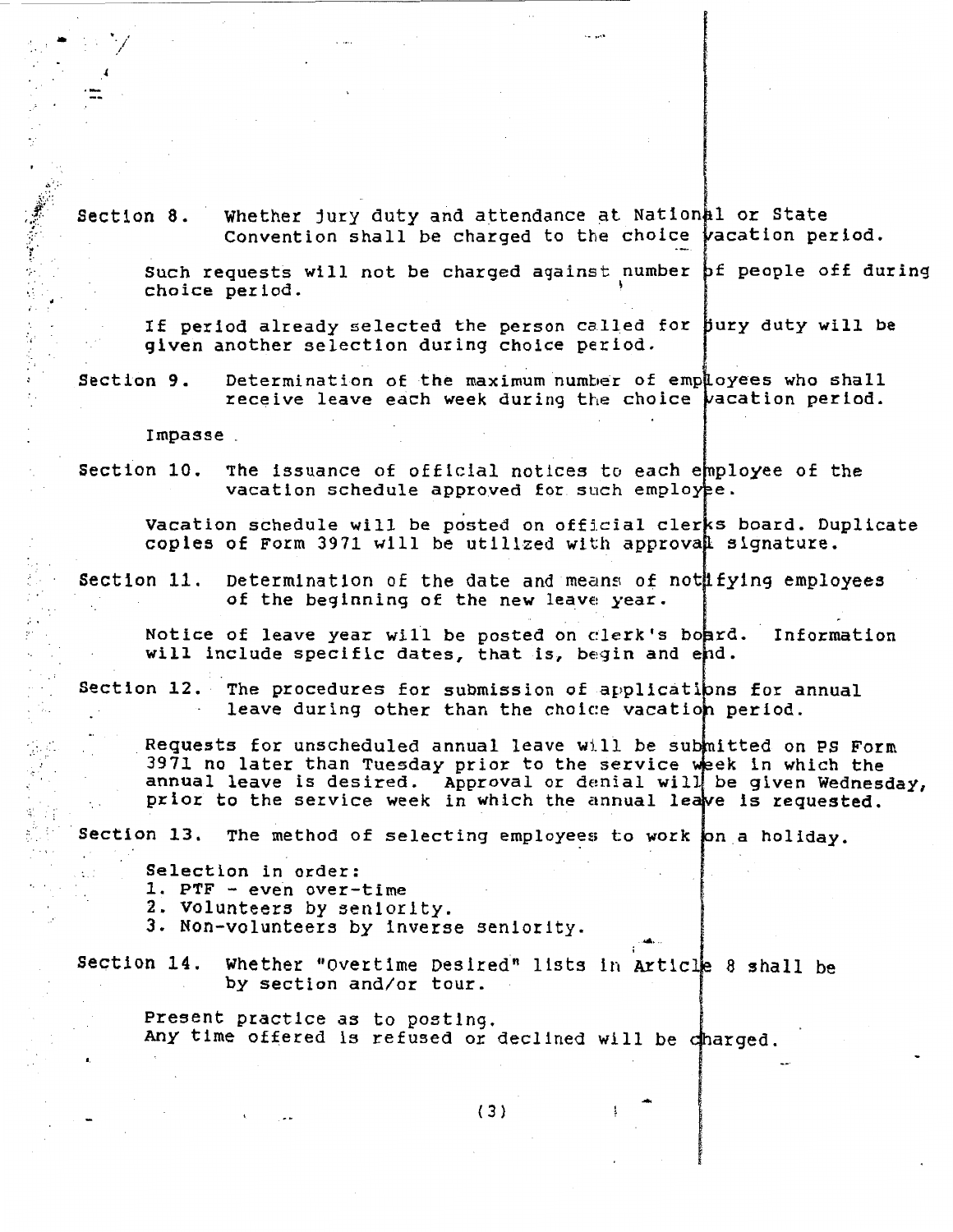**Section 8.** Whether jury duty and attendance at National or State Convention shall be charged to the choice vacation period.

Such requests will not be charged against number of people off during choice period.

If period already selected the person called for jury duty will be given another selection during choice period.

**Section 9.** Determination of the maximum number of employees who shall receive leave each week during the choice vacation period.

Impasse.

**Section 10.** The issuance of official notices to each employee of the vacation schedule approved for such employee.

Vacation schedule will be posted on official clerks board. Duplicate copies of Form 3971 will be utilized with approval signature.

**Section 11.** Determination of the date and means of notifying employees of the beginning of the new leave year.

Notice of leave year will be posted on clerk's board. Information will include specific dates, that is, begin and end.

**Section 12.** The procedures for submission of applications for annual leave during other than the choice vacation period.

Requests for unscheduled annual leave will be submitted on PS Form 3971 no later than Tuesday prior to the service week in which the annual leave is desired. Approval or denial will be given Wednesday, prior to the service week in which the annual leave is requested.

**Section 13.** The method of selecting employees to work on a holiday.

Selection in order:

1. PTF - even over-time
2. Volunteers by seniority.
3. Non-volunteers by inverse seniority.

**Section 14.** Whether "Overtime Desired" lists in Article 8 shall be by section and/or tour.

Present practice as to posting.
Any time offered is refused or declined will be charged.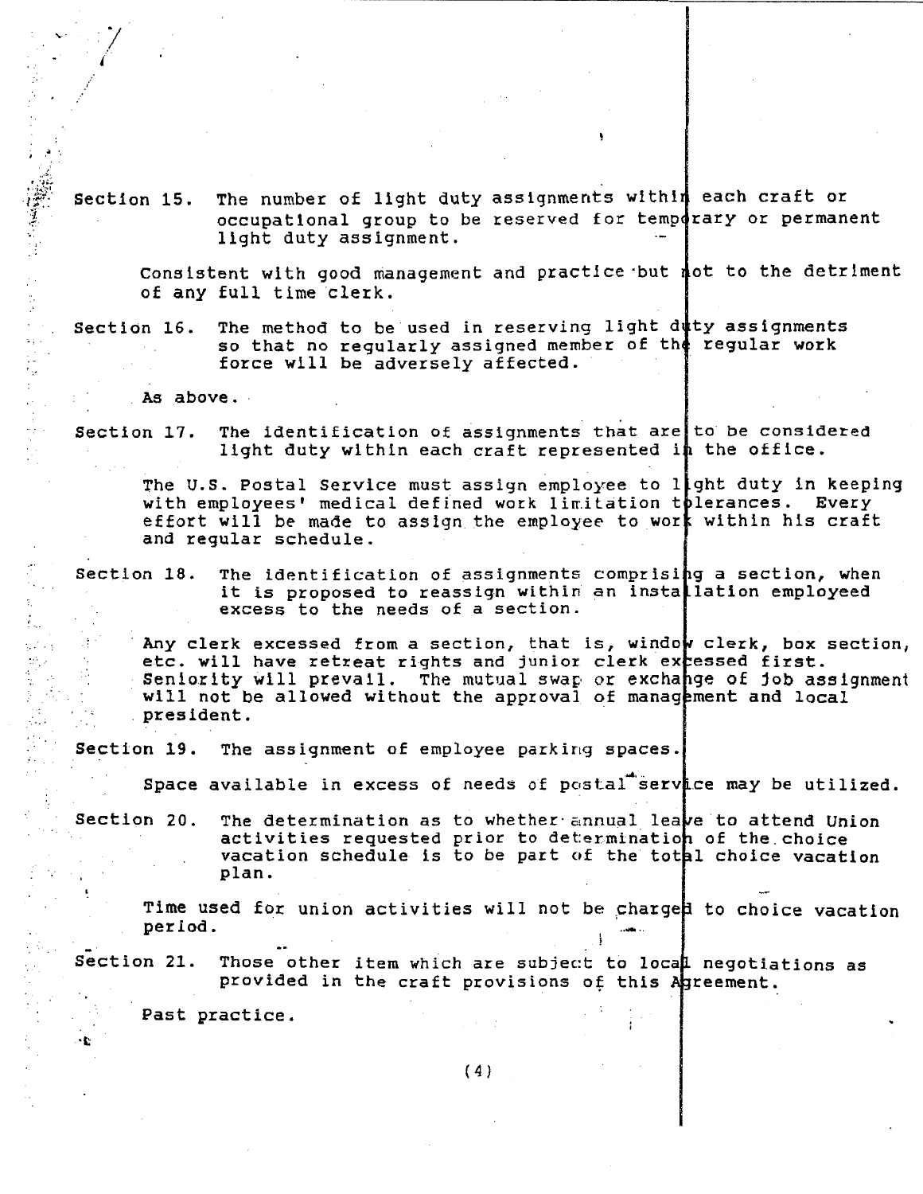Section 15. The number of light duty assignments within each craft or occupational group to be reserved for temporary or permanent light duty assignment.

Consistent with good management and practice but not to the detriment of any full time clerk.

Section 16. The method to be used in reserving light duty assignments so that no regularly assigned member of the regular work force will be adversely affected.

As above.

Section 17. The identification of assignments that are to be considered light duty within each craft represented in the office.

The U.S. Postal Service must assign employee to light duty in keeping with employees' medical defined work limitation tolerances. Every effort will be made to assign the employee to work within his craft and regular schedule.

Section 18. The identification of assignments comprising a section, when it is proposed to reassign within an installation employeed excess to the needs of a section.

Any clerk excessed from a section, that is, window clerk, box section, etc. will have retreat rights and junior clerk excessed first. Seniority will prevail. The mutual swap or exchange of job assignment will not be allowed without the approval of management and local president.

Section 19. The assignment of employee parking spaces.

Space available in excess of needs of postal service may be utilized.

Section 20. The determination as to whether annual leave to attend Union activities requested prior to determination of the choice vacation schedule is to be part of the total choice vacation plan.

Time used for union activities will not be charged to choice vacation period.

Section 21. Those other item which are subject to local negotiations as provided in the craft provisions of this Agreement.

Past practice.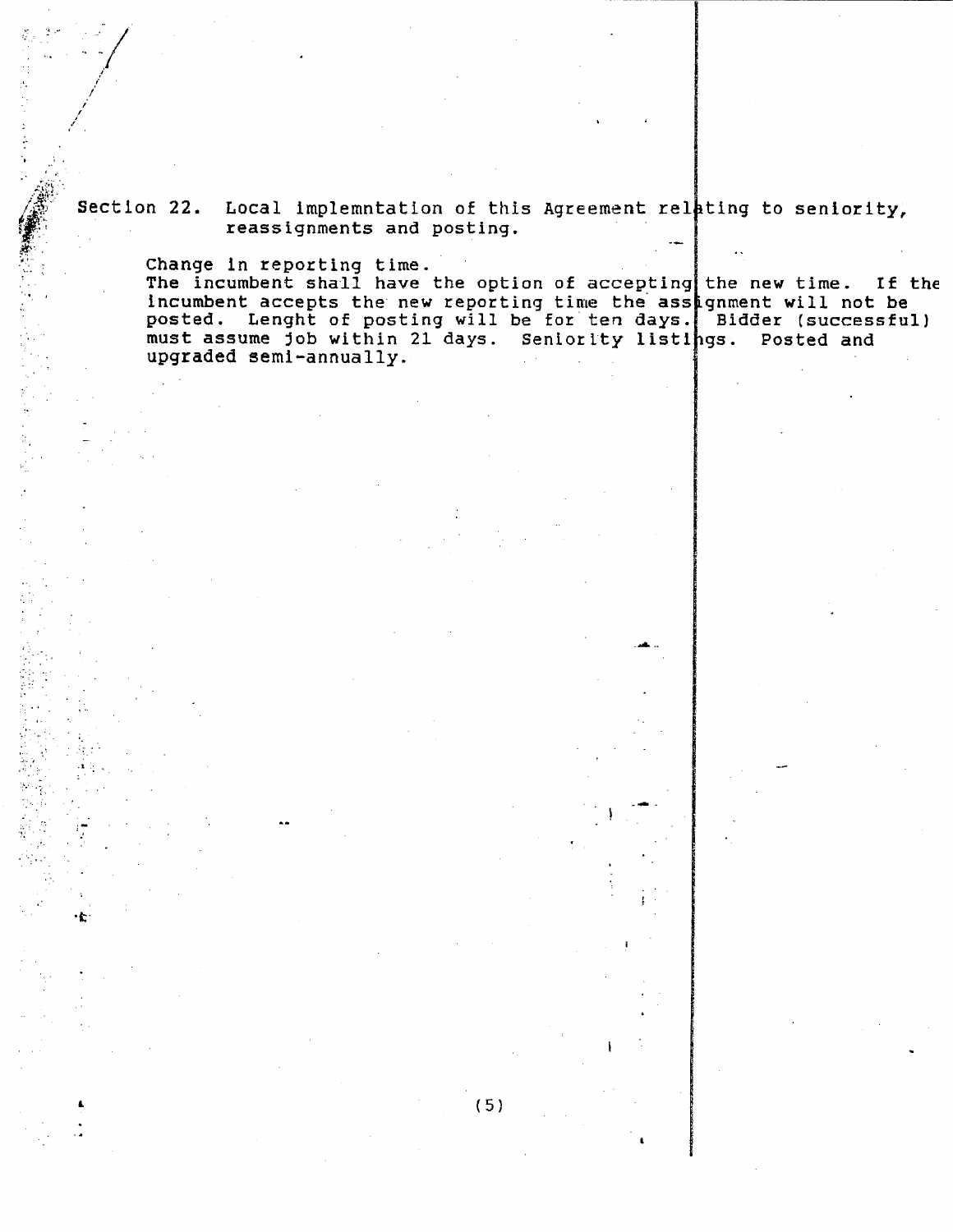Section 22. Local implemntation of this Agreement relating to seniority, reassignments and posting.

Change in reporting time.
The incumbent shall have the option of accepting the new time. If the incumbent accepts the new reporting time the assignment will not be posted. Lenght of posting will be for ten days. Bidder (successful) must assume job within 21 days. Seniority listings. Posted and upgraded semi-annually.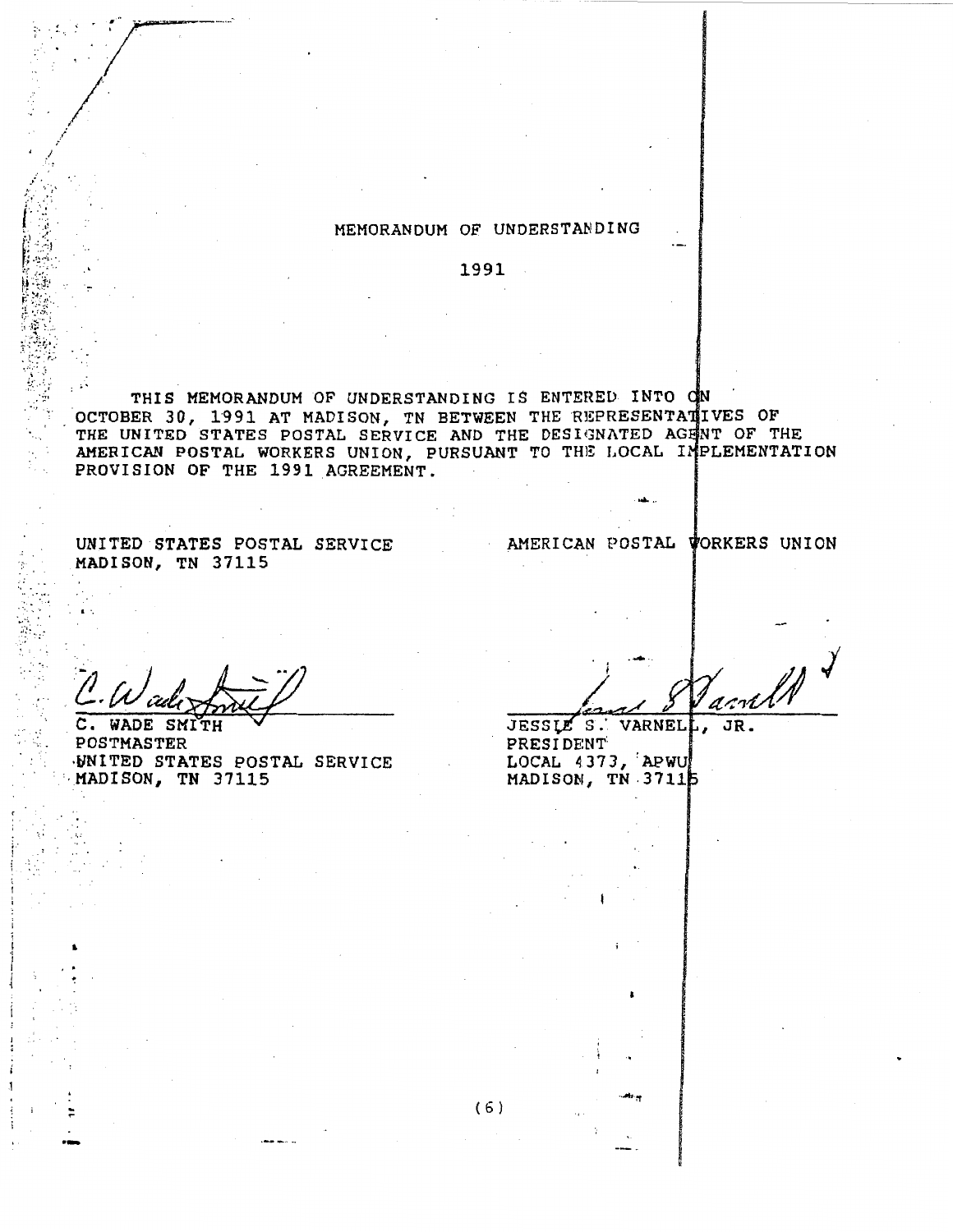# MEMORANDUM OF UNDERSTANDING

1991

THIS MEMORANDUM OF UNDERSTANDING IS ENTERED INTO ON OCTOBER 30, 1991 AT MADISON, TN BETWEEN THE REPRESENTATIVES OF THE UNITED STATES POSTAL SERVICE AND THE DESIGNATED AGENT OF THE AMERICAN POSTAL WORKERS UNION, PURSUANT TO THE LOCAL IMPLEMENTATION PROVISION OF THE 1991 AGREEMENT.

UNITED STATES POSTAL SERVICE
MADISON, TN 37115

AMERICAN POSTAL WORKERS UNION

C. Wade Smith
C. WADE SMITH
POSTMASTER
UNITED STATES POSTAL SERVICE
MADISON, TN 37115

Jessie S. Varnell
JESSIE S. VARNELL, JR.
PRESIDENT
LOCAL 4373, APWU
MADISON, TN 37115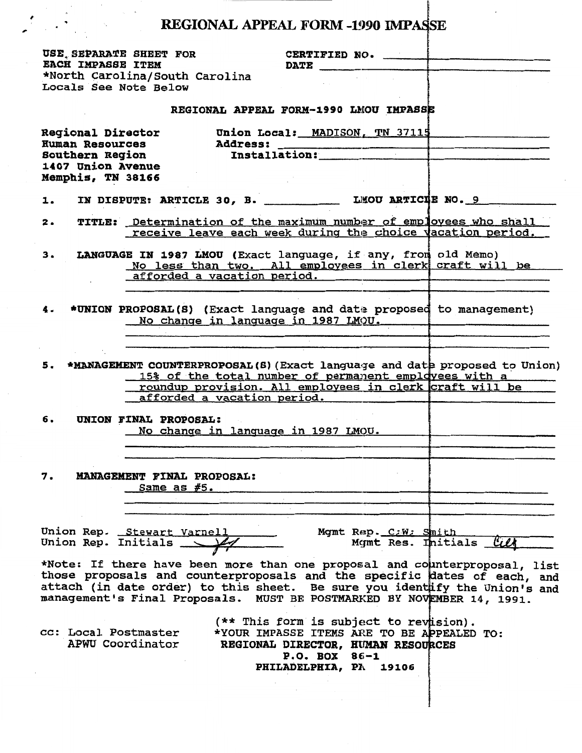# REGIONAL APPEAL FORM -1990 IMPASSE

USE SEPARATE SHEET FOR EACH IMPASSE ITEM
*North Carolina/South Carolina Locals See Note Below

CERTIFIED NO. ______
DATE ______

## REGIONAL APPEAL FORM-1990 LMOU IMPASSE

Regional Director
Human Resources
Southern Region
1407 Union Avenue
Memphis, TN 38166

Union Local: MADISON, TN 37115
Address: ______
Installation: ______

1. **IN DISPUTE: ARTICLE 30, B.** ______ **LMOU ARTICLE NO.** 9

2. **TITLE:** Determination of the maximum number of employees who shall receive leave each week during the choice vacation period.

3. **LANGUAGE IN 1987 LMOU** (Exact language, if any, from old Memo)
   No less than two. All employees in clerk craft will be afforded a vacation period.

4. ***UNION PROPOSAL(S)** (Exact language and date proposed to management)
   No change in language in 1987 LMOU.

5. ***MANAGEMENT COUNTERPROPOSAL(S)** (Exact language and date proposed to Union)
   15% of the total number of permanent employees with a roundup provision. All employees in clerk craft will be afforded a vacation period.

6. **UNION FINAL PROPOSAL:**
   No change in language in 1987 LMOU.

7. **MANAGEMENT FINAL PROPOSAL:**
   Same as #5.

Union Rep. Stewart Varnell
Union Rep. Initials [initials]

Mgmt Rep. C.W. Smith
Mgmt Res. Initials [initials]

*Note: If there have been more than one proposal and counterproposal, list those proposals and counterproposals and the specific dates of each, and attach (in date order) to this sheet. Be sure you identify the Union's and management's Final Proposals. MUST BE POSTMARKED BY NOVEMBER 14, 1991.

(** This form is subject to revision).

cc: Local Postmaster
APWU Coordinator

*YOUR IMPASSE ITEMS ARE TO BE APPEALED TO:
**REGIONAL DIRECTOR, HUMAN RESOURCES**
**P.O. BOX 86-1**
**PHILADELPHIA, PA 19106**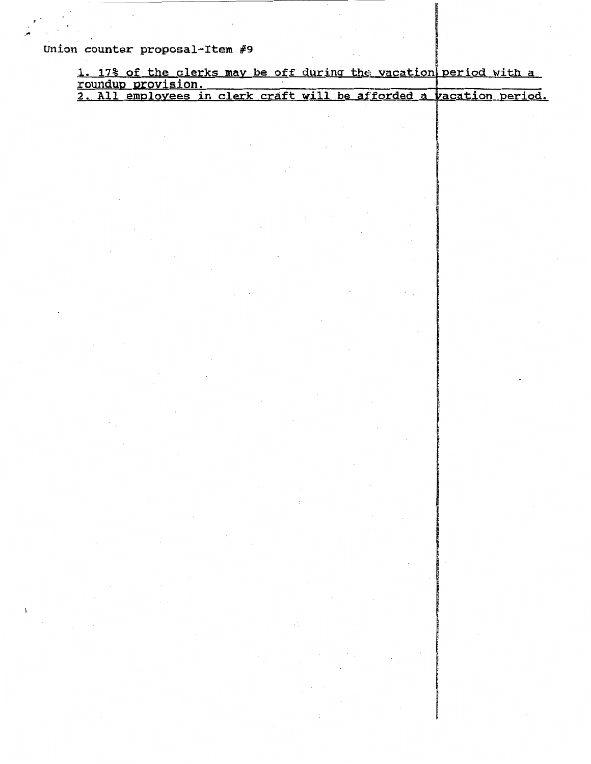Union counter proposal-Item #9

1. 17% of the clerks may be off during the vacation period with a roundup provision.
2. All employees in clerk craft will be afforded a vacation period.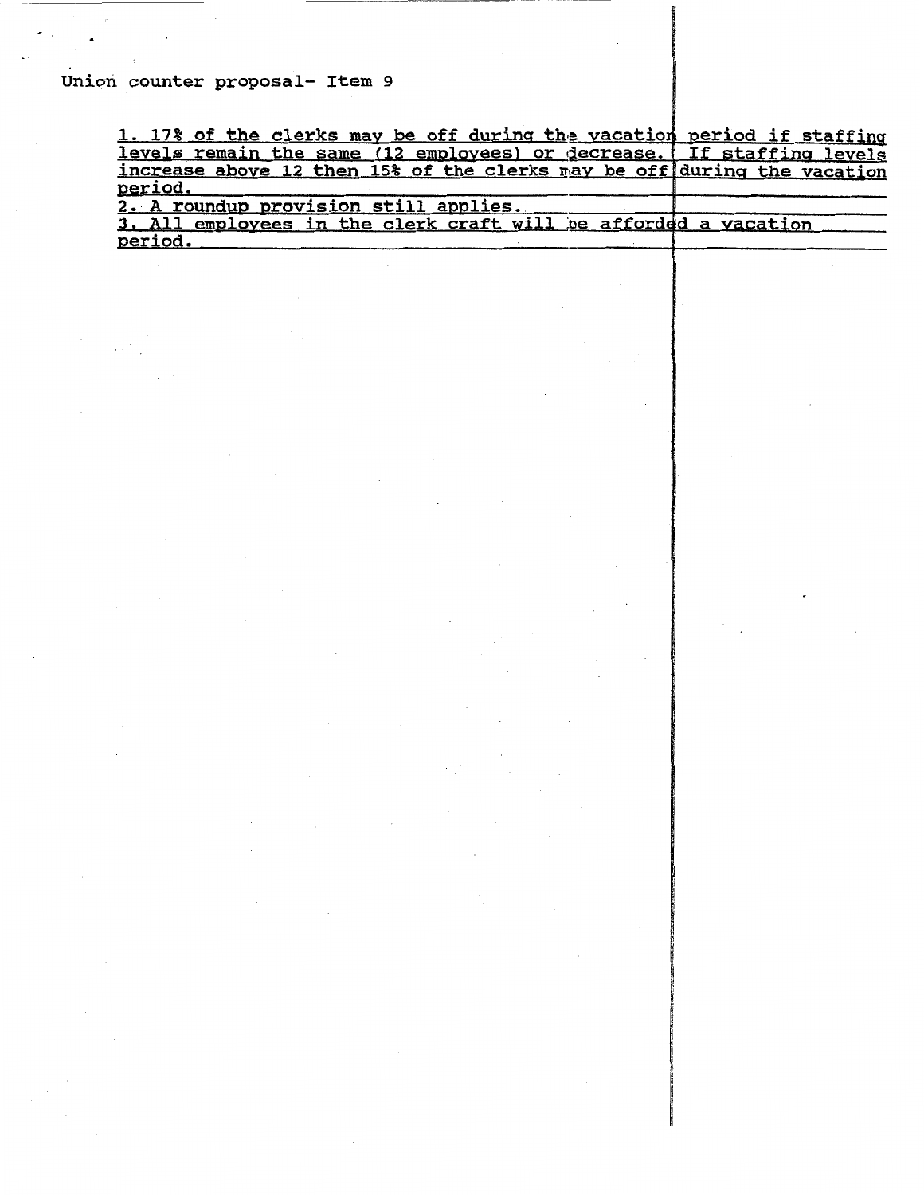Union counter proposal- Item 9

1. 17% of the clerks may be off during the vacation period if staffing levels remain the same (12 employees) or decrease. If staffing levels increase above 12 then 15% of the clerks may be off during the vacation period.
2. A roundup provision still applies.
3. All employees in the clerk craft will be afforded a vacation period.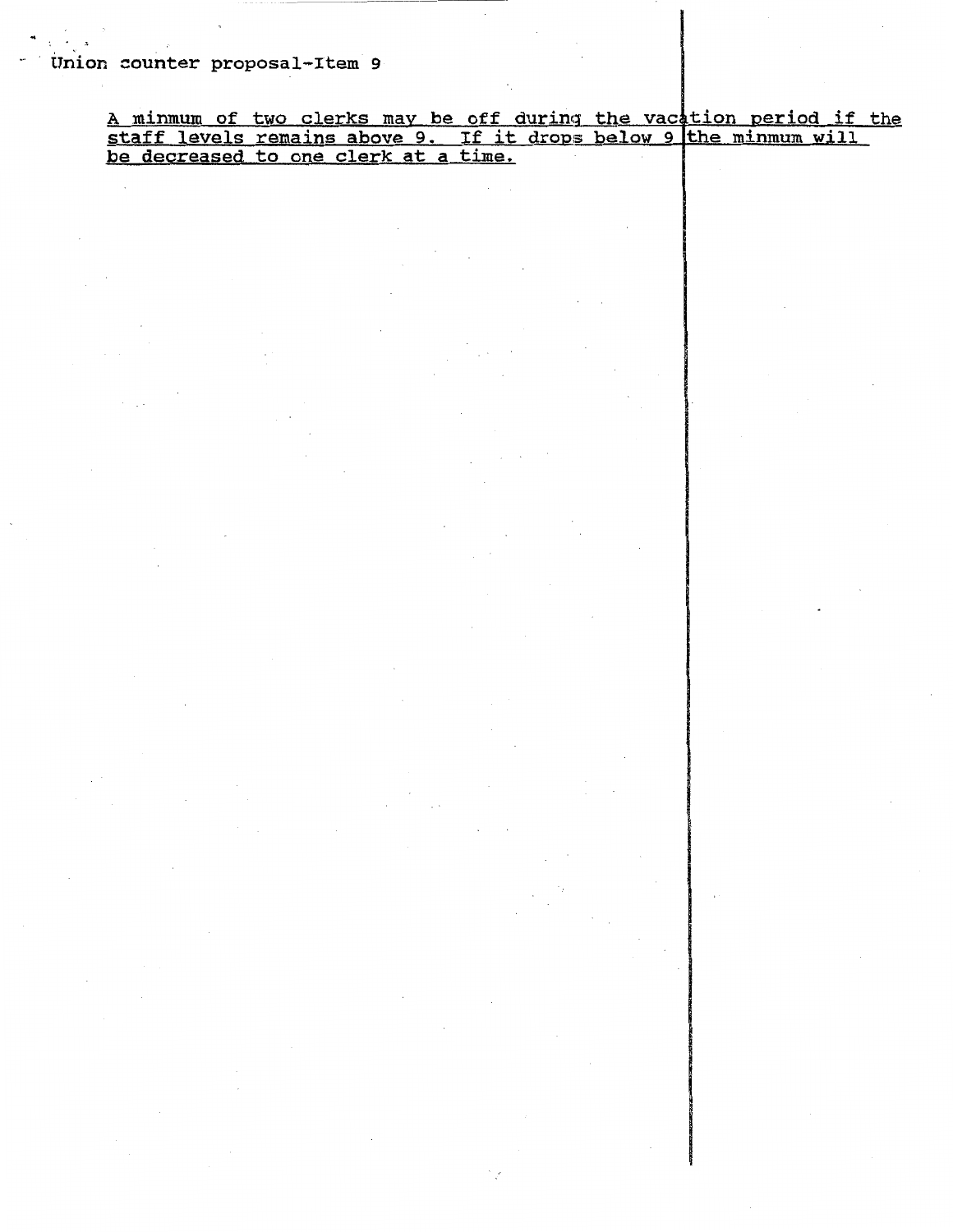Union counter proposal-Item 9

<u>A minmum of two clerks may be off during the vacation period if the staff levels remains above 9. If it drops below 9 the minmum will be decreased to one clerk at a time.</u>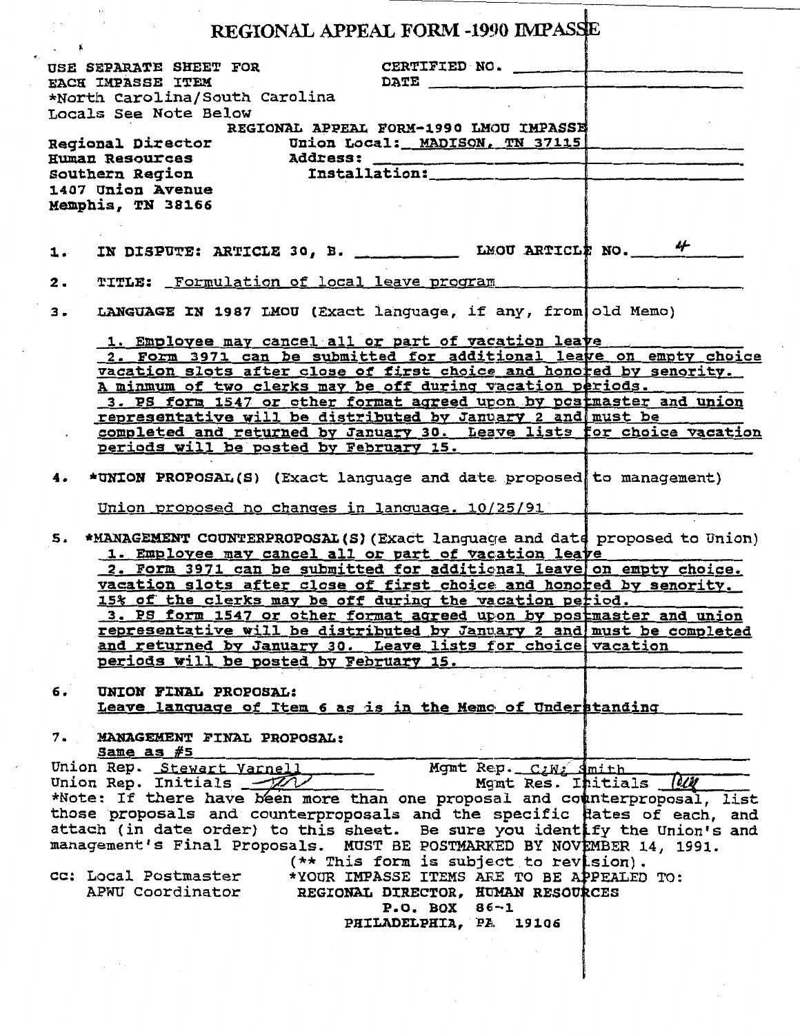# REGIONAL APPEAL FORM -1990 IMPASSE

USE SEPARATE SHEET FOR EACH IMPASSE ITEM
*North Carolina/South Carolina Locals See Note Below

CERTIFIED NO. ______
DATE ______

REGIONAL APPEAL FORM-1990 LMOU IMPASSE

Regional Director
Human Resources
Southern Region
1407 Union Avenue
Memphis, TN 38166

Union Local: MADISON, TN 37115
Address: ______
Installation: ______

1. IN DISPUTE: ARTICLE 30, B. ______ LMOU ARTICLE NO. 4

2. TITLE: Formulation of local leave program

3. LANGUAGE IN 1987 LMOU (Exact language, if any, from old Memo)

   1. Employee may cancel all or part of vacation leave
   2. Form 3971 can be submitted for additional leave on empty choice vacation slots after close of first choice and honored by seniority. A minmum of two clerks may be off during vacation periods.
   3. PS form 1547 or other format agreed upon by postmaster and union representative will be distributed by January 2 and must be completed and returned by January 30. Leave lists for choice vacation periods will be posted by February 15.

4. *UNION PROPOSAL(S) (Exact language and date proposed to management)

   Union proposed no changes in language. 10/25/91

5. *MANAGEMENT COUNTERPROPOSAL(S) (Exact language and date proposed to Union)
   1. Employee may cancel all or part of vacation leave
   2. Form 3971 can be submitted for additional leave on empty choice. vacation slots after close of first choice and honored by seniority. 15% of the clerks may be off during the vacation period.
   3. PS form 1547 or other format agreed upon by postmaster and union representative will be distributed by January 2 and must be completed and returned by January 30. Leave lists for choice vacation periods will be posted by February 15.

6. UNION FINAL PROPOSAL:
   Leave language of Item 6 as is in the Memo of Understanding

7. MANAGEMENT FINAL PROPOSAL:
   Same as #5

Union Rep. Stewart Varnell — Mgmt Rep. C.W. Smith
Union Rep. Initials [initials] — Mgmt Res. Initials [initials]

*Note: If there have been more than one proposal and counterproposal, list those proposals and counterproposals and the specific dates of each, and attach (in date order) to this sheet. Be sure you identify the Union's and management's Final Proposals. MUST BE POSTMARKED BY NOVEMBER 14, 1991.

(** This form is subject to revision).

cc: Local Postmaster
APWU Coordinator

*YOUR IMPASSE ITEMS ARE TO BE APPEALED TO:
REGIONAL DIRECTOR, HUMAN RESOURCES
P.O. BOX 86-1
PHILADELPHIA, PA 19106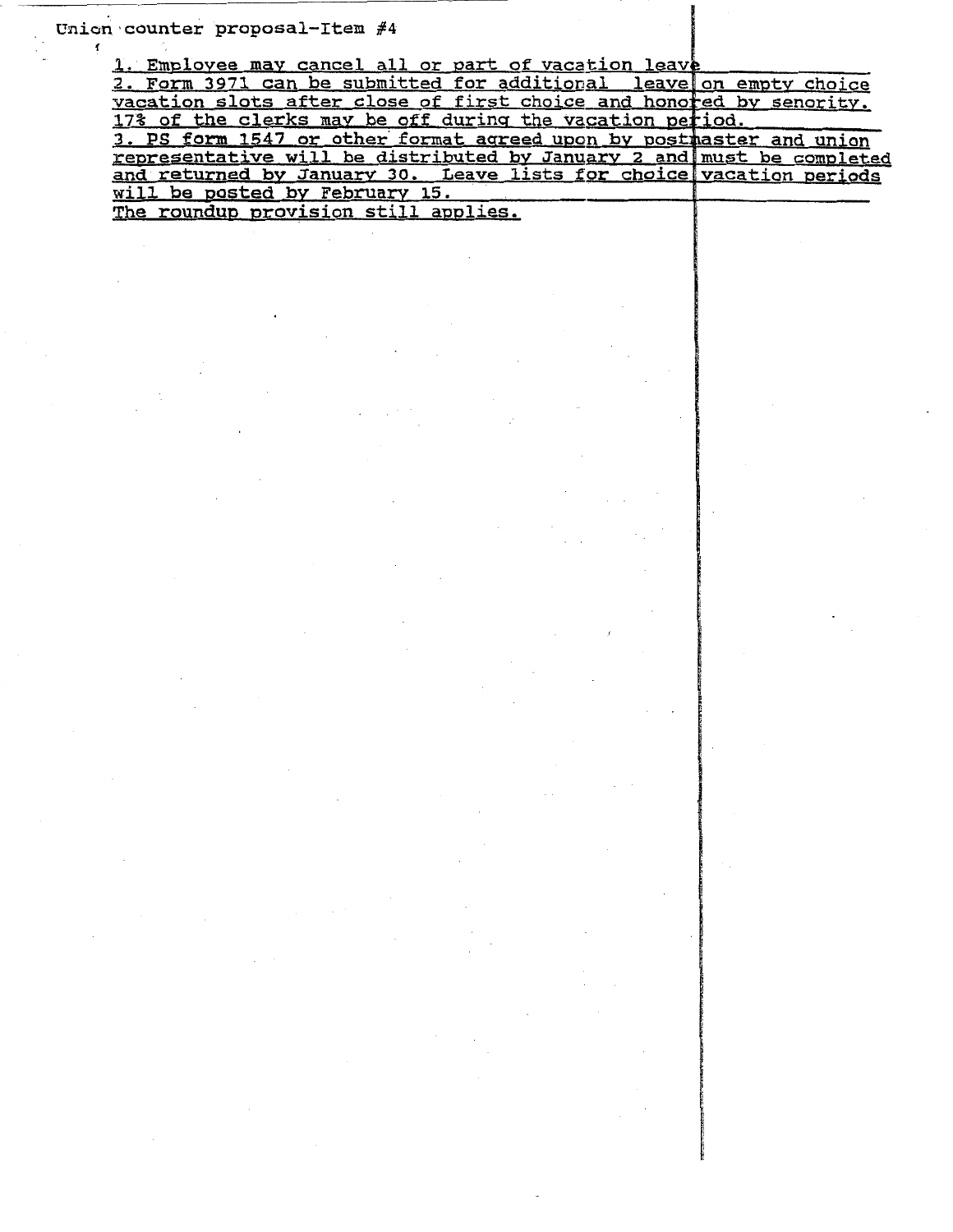Union counter proposal-Item #4

1. Employee may cancel all or part of vacation leave
2. Form 3971 can be submitted for additional leave on empty choice vacation slots after close of first choice and honored by senority. 17% of the clerks may be off during the vacation period.
3. PS form 1547 or other format agreed upon by postmaster and union representative will be distributed by January 2 and must be completed and returned by January 30. Leave lists for choice vacation periods will be posted by February 15.
The roundup provision still applies.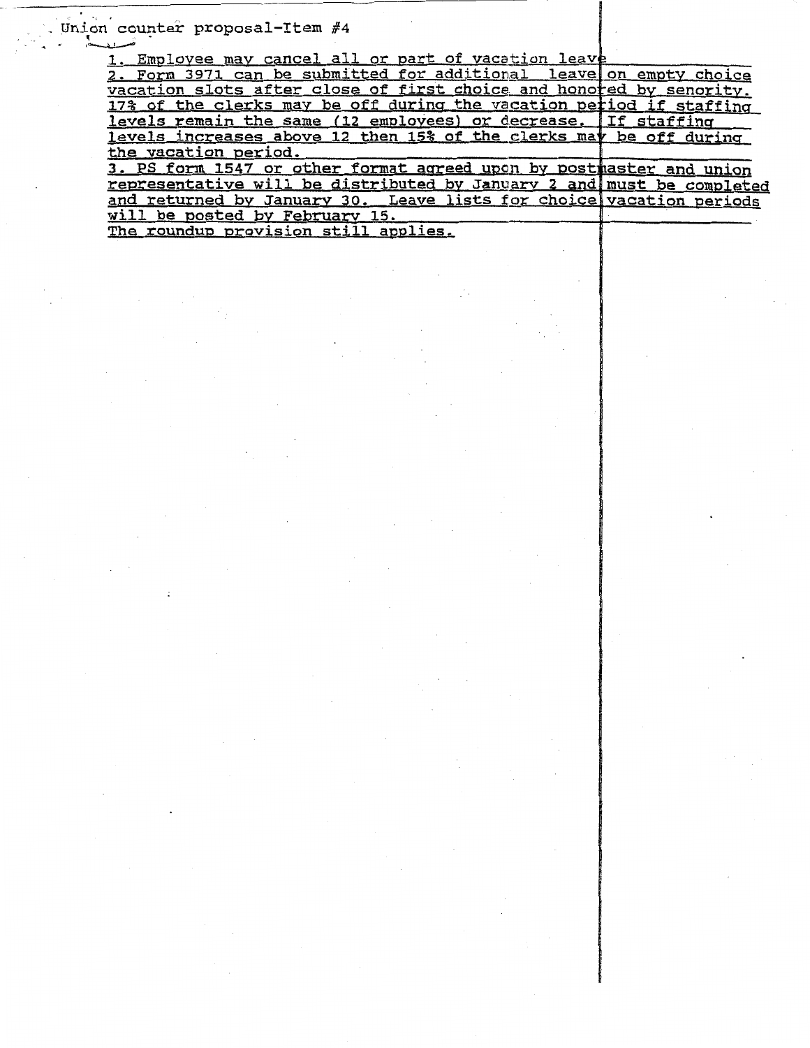Union counter proposal-Item #4

1. Employee may cancel all or part of vacation leave
2. Form 3971 can be submitted for additional leave on empty choice vacation slots after close of first choice and honored by senority. 17% of the clerks may be off during the vacation period if staffing levels remain the same (12 employees) or decrease. If staffing levels increases above 12 then 15% of the clerks may be off during the vacation period.
3. PS form 1547 or other format agreed upon by postmaster and union representative will be distributed by January 2 and must be completed and returned by January 30. Leave lists for choice vacation periods will be posted by February 15.

The roundup provision still applies.